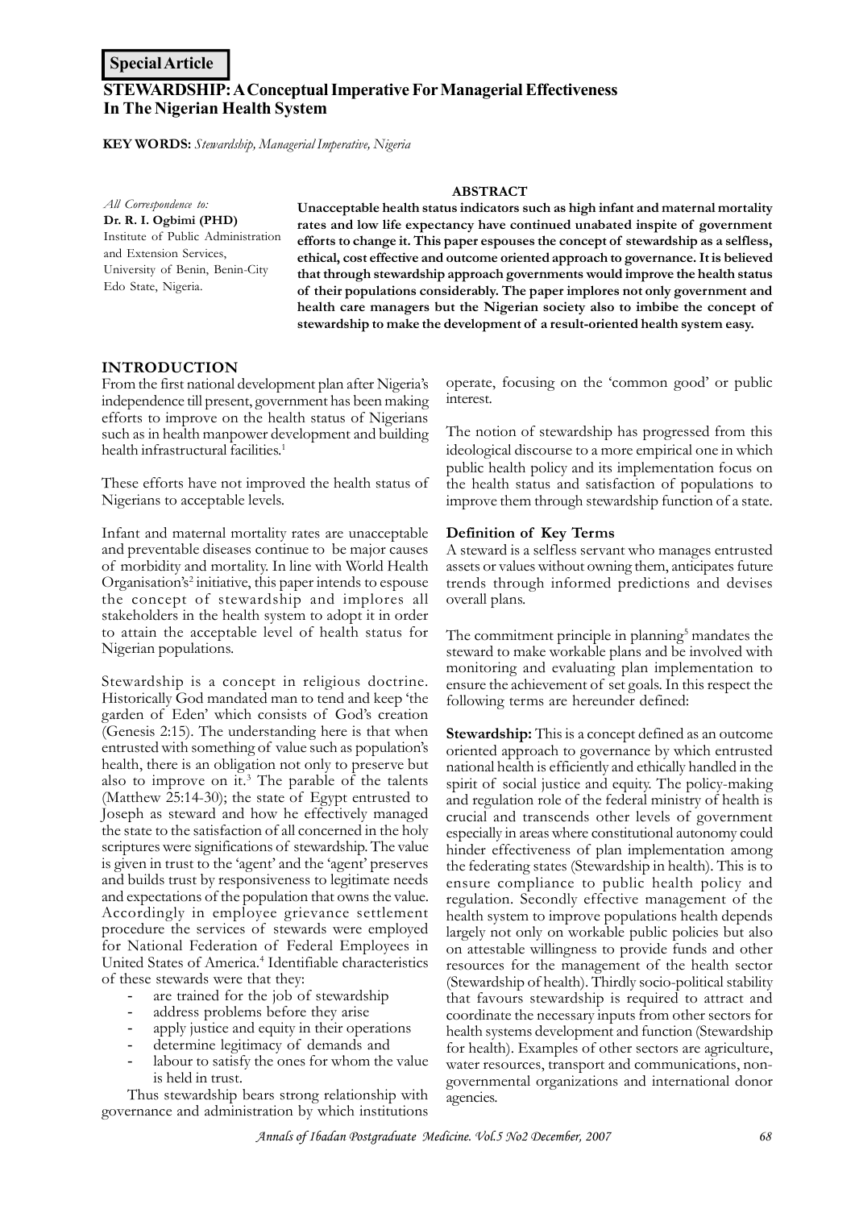**Special Article**

# STEWARDSHIP: A Conceptual Imperative For Managerial Effectiveness In The Nigerian Health System

**KEY WORDS:** *Stewardship, Managerial Imperative, Nigeria*

*All Correspondence to:*
**Dr. R. I. Ogbimi (PHD)**
Institute of Public Administration and Extension Services,
University of Benin, Benin-City
Edo State, Nigeria.

## ABSTRACT

**Unacceptable health status indicators such as high infant and maternal mortality rates and low life expectancy have continued unabated inspite of government efforts to change it. This paper espouses the concept of stewardship as a selfless, ethical, cost effective and outcome oriented approach to governance. It is believed that through stewardship approach governments would improve the health status of their populations considerably. The paper implores not only government and health care managers but the Nigerian society also to imbibe the concept of stewardship to make the development of a result-oriented health system easy.**

## INTRODUCTION

From the first national development plan after Nigeria's independence till present, government has been making efforts to improve on the health status of Nigerians such as in health manpower development and building health infrastructural facilities.[1]

These efforts have not improved the health status of Nigerians to acceptable levels.

Infant and maternal mortality rates are unacceptable and preventable diseases continue to be major causes of morbidity and mortality. In line with World Health Organisation's[2] initiative, this paper intends to espouse the concept of stewardship and implores all stakeholders in the health system to adopt it in order to attain the acceptable level of health status for Nigerian populations.

Stewardship is a concept in religious doctrine. Historically God mandated man to tend and keep 'the garden of Eden' which consists of God's creation (Genesis 2:15). The understanding here is that when entrusted with something of value such as population's health, there is an obligation not only to preserve but also to improve on it.[3] The parable of the talents (Matthew 25:14-30); the state of Egypt entrusted to Joseph as steward and how he effectively managed the state to the satisfaction of all concerned in the holy scriptures were significations of stewardship. The value is given in trust to the 'agent' and the 'agent' preserves and builds trust by responsiveness to legitimate needs and expectations of the population that owns the value. Accordingly in employee grievance settlement procedure the services of stewards were employed for National Federation of Federal Employees in United States of America.[4] Identifiable characteristics of these stewards were that they:

- are trained for the job of stewardship
- address problems before they arise
- apply justice and equity in their operations
- determine legitimacy of demands and
- labour to satisfy the ones for whom the value is held in trust.

Thus stewardship bears strong relationship with governance and administration by which institutions operate, focusing on the 'common good' or public interest.

The notion of stewardship has progressed from this ideological discourse to a more empirical one in which public health policy and its implementation focus on the health status and satisfaction of populations to improve them through stewardship function of a state.

### Definition of Key Terms

A steward is a selfless servant who manages entrusted assets or values without owning them, anticipates future trends through informed predictions and devises overall plans.

The commitment principle in planning[5] mandates the steward to make workable plans and be involved with monitoring and evaluating plan implementation to ensure the achievement of set goals. In this respect the following terms are hereunder defined:

**Stewardship:** This is a concept defined as an outcome oriented approach to governance by which entrusted national health is efficiently and ethically handled in the spirit of social justice and equity. The policy-making and regulation role of the federal ministry of health is crucial and transcends other levels of government especially in areas where constitutional autonomy could hinder effectiveness of plan implementation among the federating states (Stewardship in health). This is to ensure compliance to public health policy and regulation. Secondly effective management of the health system to improve populations health depends largely not only on workable public policies but also on attestable willingness to provide funds and other resources for the management of the health sector (Stewardship of health). Thirdly socio-political stability that favours stewardship is required to attract and coordinate the necessary inputs from other sectors for health systems development and function (Stewardship for health). Examples of other sectors are agriculture, water resources, transport and communications, non-governmental organizations and international donor agencies.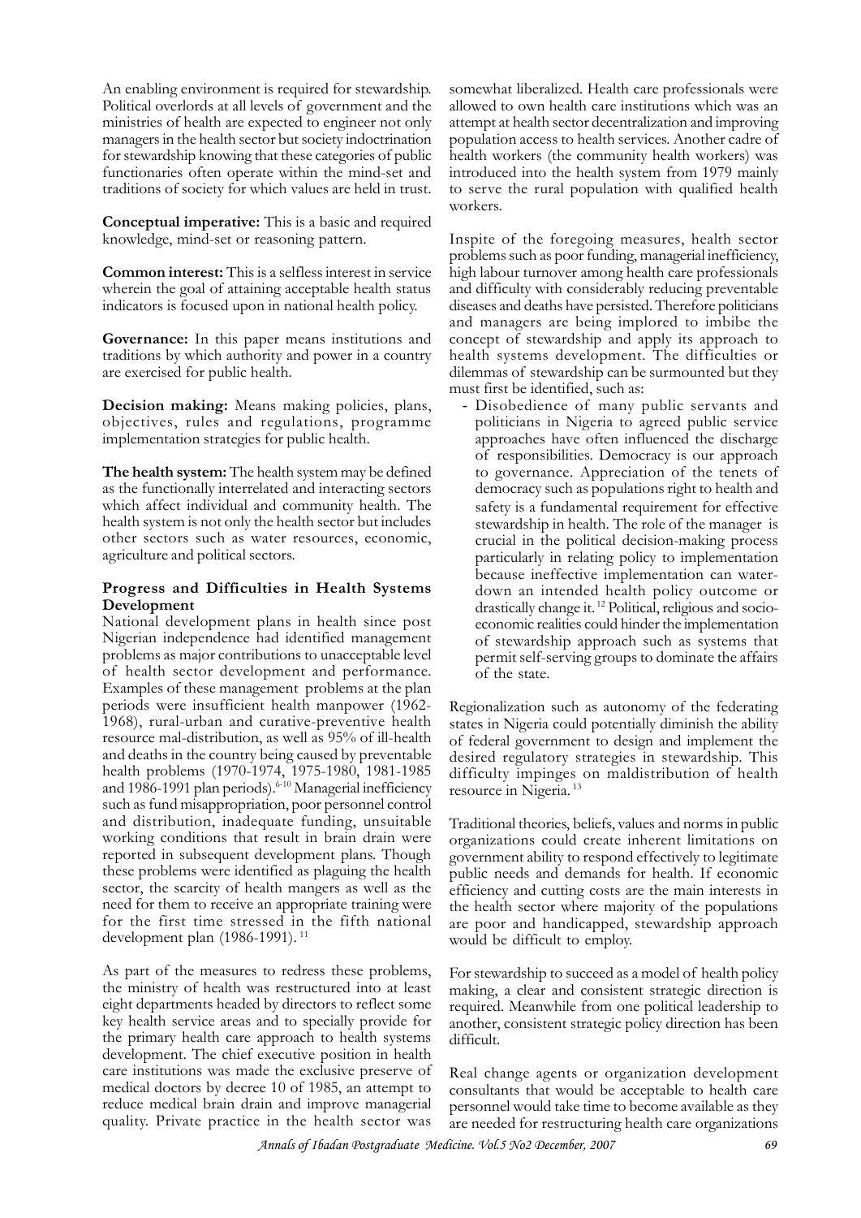An enabling environment is required for stewardship. Political overlords at all levels of government and the ministries of health are expected to engineer not only managers in the health sector but society indoctrination for stewardship knowing that these categories of public functionaries often operate within the mind-set and traditions of society for which values are held in trust.

**Conceptual imperative:** This is a basic and required knowledge, mind-set or reasoning pattern.

**Common interest:** This is a selfless interest in service wherein the goal of attaining acceptable health status indicators is focused upon in national health policy.

**Governance:** In this paper means institutions and traditions by which authority and power in a country are exercised for public health.

**Decision making:** Means making policies, plans, objectives, rules and regulations, programme implementation strategies for public health.

**The health system:** The health system may be defined as the functionally interrelated and interacting sectors which affect individual and community health. The health system is not only the health sector but includes other sectors such as water resources, economic, agriculture and political sectors.

## Progress and Difficulties in Health Systems Development

National development plans in health since post Nigerian independence had identified management problems as major contributions to unacceptable level of health sector development and performance. Examples of these management problems at the plan periods were insufficient health manpower (1962-1968), rural-urban and curative-preventive health resource mal-distribution, as well as 95% of ill-health and deaths in the country being caused by preventable health problems (1970-1974, 1975-1980, 1981-1985 and 1986-1991 plan periods).[6-10] Managerial inefficiency such as fund misappropriation, poor personnel control and distribution, inadequate funding, unsuitable working conditions that result in brain drain were reported in subsequent development plans. Though these problems were identified as plaguing the health sector, the scarcity of health mangers as well as the need for them to receive an appropriate training were for the first time stressed in the fifth national development plan (1986-1991).[11]

As part of the measures to redress these problems, the ministry of health was restructured into at least eight departments headed by directors to reflect some key health service areas and to specially provide for the primary health care approach to health systems development. The chief executive position in health care institutions was made the exclusive preserve of medical doctors by decree 10 of 1985, an attempt to reduce medical brain drain and improve managerial quality. Private practice in the health sector was somewhat liberalized. Health care professionals were allowed to own health care institutions which was an attempt at health sector decentralization and improving population access to health services. Another cadre of health workers (the community health workers) was introduced into the health system from 1979 mainly to serve the rural population with qualified health workers.

Inspite of the foregoing measures, health sector problems such as poor funding, managerial inefficiency, high labour turnover among health care professionals and difficulty with considerably reducing preventable diseases and deaths have persisted. Therefore politicians and managers are being implored to imbibe the concept of stewardship and apply its approach to health systems development. The difficulties or dilemmas of stewardship can be surmounted but they must first be identified, such as:

- Disobedience of many public servants and politicians in Nigeria to agreed public service approaches have often influenced the discharge of responsibilities. Democracy is our approach to governance. Appreciation of the tenets of democracy such as populations right to health and safety is a fundamental requirement for effective stewardship in health. The role of the manager is crucial in the political decision-making process particularly in relating policy to implementation because ineffective implementation can water-down an intended health policy outcome or drastically change it.[12] Political, religious and socio-economic realities could hinder the implementation of stewardship approach such as systems that permit self-serving groups to dominate the affairs of the state.

Regionalization such as autonomy of the federating states in Nigeria could potentially diminish the ability of federal government to design and implement the desired regulatory strategies in stewardship. This difficulty impinges on maldistribution of health resource in Nigeria.[13]

Traditional theories, beliefs, values and norms in public organizations could create inherent limitations on government ability to respond effectively to legitimate public needs and demands for health. If economic efficiency and cutting costs are the main interests in the health sector where majority of the populations are poor and handicapped, stewardship approach would be difficult to employ.

For stewardship to succeed as a model of health policy making, a clear and consistent strategic direction is required. Meanwhile from one political leadership to another, consistent strategic policy direction has been difficult.

Real change agents or organization development consultants that would be acceptable to health care personnel would take time to become available as they are needed for restructuring health care organizations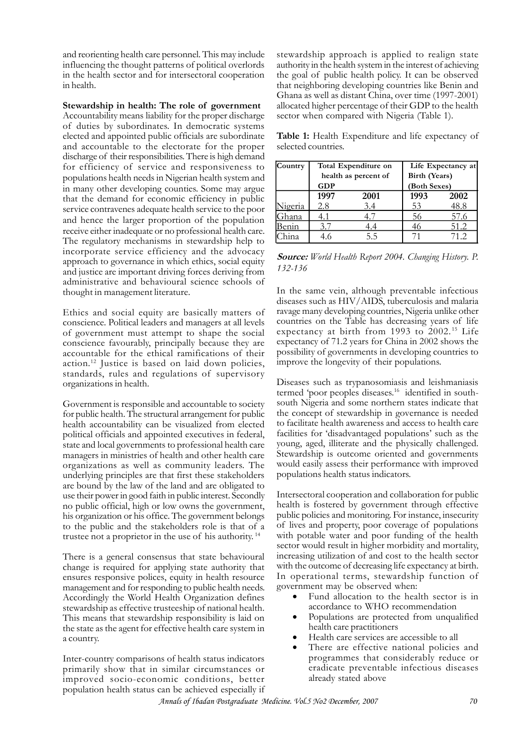and reorienting health care personnel. This may include influencing the thought patterns of political overlords in the health sector and for intersectoral cooperation in health.

**Stewardship in health: The role of government**

Accountability means liability for the proper discharge of duties by subordinates. In democratic systems elected and appointed public officials are subordinate and accountable to the electorate for the proper discharge of their responsibilities. There is high demand for efficiency of service and responsiveness to populations health needs in Nigerian health system and in many other developing counties. Some may argue that the demand for economic efficiency in public service contravenes adequate health service to the poor and hence the larger proportion of the population receive either inadequate or no professional health care. The regulatory mechanisms in stewardship help to incorporate service efficiency and the advocacy approach to governance in which ethics, social equity and justice are important driving forces deriving from administrative and behavioural science schools of thought in management literature.

Ethics and social equity are basically matters of conscience. Political leaders and managers at all levels of government must attempt to shape the social conscience favourably, principally because they are accountable for the ethical ramifications of their action.[12] Justice is based on laid down policies, standards, rules and regulations of supervisory organizations in health.

Government is responsible and accountable to society for public health. The structural arrangement for public health accountability can be visualized from elected political officials and appointed executives in federal, state and local governments to professional health care managers in ministries of health and other health care organizations as well as community leaders. The underlying principles are that first these stakeholders are bound by the law of the land and are obligated to use their power in good faith in public interest. Secondly no public official, high or low owns the government, his organization or his office. The government belongs to the public and the stakeholders role is that of a trustee not a proprietor in the use of his authority.[14]

There is a general consensus that state behavioural change is required for applying state authority that ensures responsive polices, equity in health resource management and for responding to public health needs. Accordingly the World Health Organization defines stewardship as effective trusteeship of national health. This means that stewardship responsibility is laid on the state as the agent for effective health care system in a country.

Inter-country comparisons of health status indicators primarily show that in similar circumstances or improved socio-economic conditions, better population health status can be achieved especially if stewardship approach is applied to realign state authority in the health system in the interest of achieving the goal of public health policy. It can be observed that neighboring developing countries like Benin and Ghana as well as distant China, over time (1997-2001) allocated higher percentage of their GDP to the health sector when compared with Nigeria (Table 1).

**Table 1:** Health Expenditure and life expectancy of selected countries.

| Country | Total Expenditure on health as percent of GDP | | Life Expectancy at Birth (Years) (Both Sexes) | |
|---|---|---|---|---|
| | 1997 | 2001 | 1993 | 2002 |
| Nigeria | 2.8 | 3.4 | 53 | 48.8 |
| Ghana | 4.1 | 4.7 | 56 | 57.6 |
| Benin | 3.7 | 4.4 | 46 | 51.2 |
| China | 4.6 | 5.5 | 71 | 71.2 |

***Source:*** *World Health Report 2004. Changing History. P. 132-136*

In the same vein, although preventable infectious diseases such as HIV/AIDS, tuberculosis and malaria ravage many developing countries, Nigeria unlike other countries on the Table has decreasing years of life expectancy at birth from 1993 to 2002.[15] Life expectancy of 71.2 years for China in 2002 shows the possibility of governments in developing countries to improve the longevity of their populations.

Diseases such as trypanosomiasis and leishmaniasis termed 'poor peoples diseases.[16] identified in south-south Nigeria and some northern states indicate that the concept of stewardship in governance is needed to facilitate health awareness and access to health care facilities for 'disadvantaged populations' such as the young, aged, illiterate and the physically challenged. Stewardship is outcome oriented and governments would easily assess their performance with improved populations health status indicators.

Intersectoral cooperation and collaboration for public health is fostered by government through effective public policies and monitoring. For instance, insecurity of lives and property, poor coverage of populations with potable water and poor funding of the health sector would result in higher morbidity and mortality, increasing utilization of and cost to the health sector with the outcome of decreasing life expectancy at birth. In operational terms, stewardship function of government may be observed when:

- Fund allocation to the health sector is in accordance to WHO recommendation
- Populations are protected from unqualified health care practitioners
- Health care services are accessible to all
- There are effective national policies and programmes that considerably reduce or eradicate preventable infectious diseases already stated above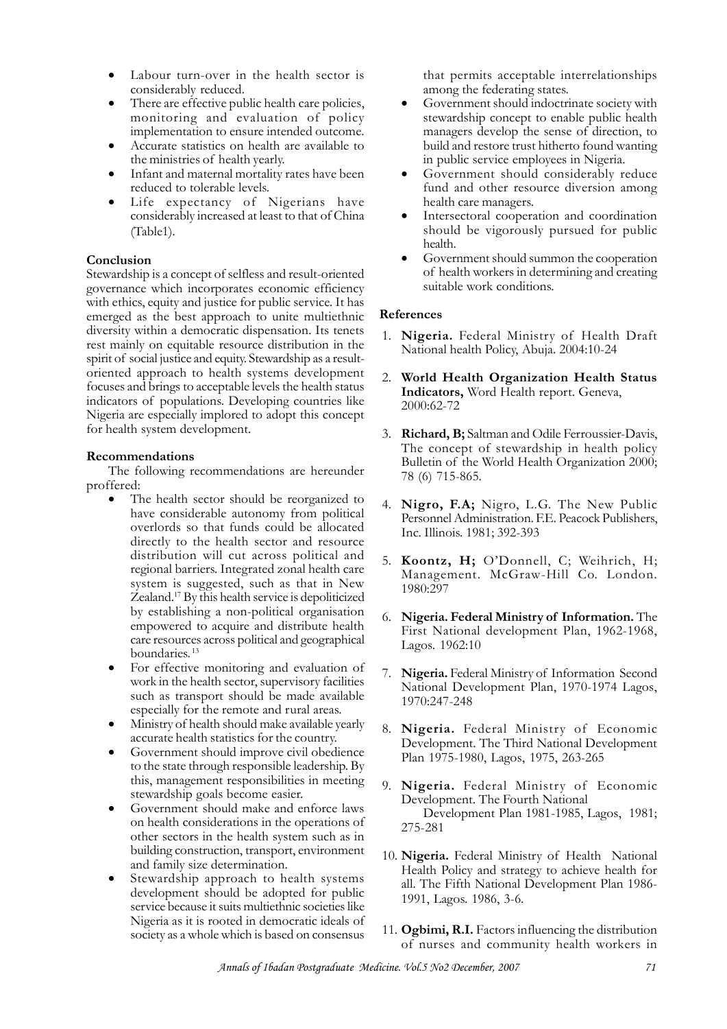- Labour turn-over in the health sector is considerably reduced.
- There are effective public health care policies, monitoring and evaluation of policy implementation to ensure intended outcome.
- Accurate statistics on health are available to the ministries of health yearly.
- Infant and maternal mortality rates have been reduced to tolerable levels.
- Life expectancy of Nigerians have considerably increased at least to that of China (Table1).

**Conclusion**

Stewardship is a concept of selfless and result-oriented governance which incorporates economic efficiency with ethics, equity and justice for public service. It has emerged as the best approach to unite multiethnic diversity within a democratic dispensation. Its tenets rest mainly on equitable resource distribution in the spirit of social justice and equity. Stewardship as a result-oriented approach to health systems development focuses and brings to acceptable levels the health status indicators of populations. Developing countries like Nigeria are especially implored to adopt this concept for health system development.

**Recommendations**

The following recommendations are hereunder proffered:

- The health sector should be reorganized to have considerable autonomy from political overlords so that funds could be allocated directly to the health sector and resource distribution will cut across political and regional barriers. Integrated zonal health care system is suggested, such as that in New Zealand.[17] By this health service is depoliticized by establishing a non-political organisation empowered to acquire and distribute health care resources across political and geographical boundaries.[13]
- For effective monitoring and evaluation of work in the health sector, supervisory facilities such as transport should be made available especially for the remote and rural areas.
- Ministry of health should make available yearly accurate health statistics for the country.
- Government should improve civil obedience to the state through responsible leadership. By this, management responsibilities in meeting stewardship goals become easier.
- Government should make and enforce laws on health considerations in the operations of other sectors in the health system such as in building construction, transport, environment and family size determination.
- Stewardship approach to health systems development should be adopted for public service because it suits multiethnic societies like Nigeria as it is rooted in democratic ideals of society as a whole which is based on consensus that permits acceptable interrelationships among the federating states.
- Government should indoctrinate society with stewardship concept to enable public health managers develop the sense of direction, to build and restore trust hitherto found wanting in public service employees in Nigeria.
- Government should considerably reduce fund and other resource diversion among health care managers.
- Intersectoral cooperation and coordination should be vigorously pursued for public health.
- Government should summon the cooperation of health workers in determining and creating suitable work conditions.

**References**

1. **Nigeria.** Federal Ministry of Health Draft National health Policy, Abuja. 2004:10-24
2. **World Health Organization Health Status Indicators,** Word Health report. Geneva, 2000:62-72
3. **Richard, B;** Saltman and Odile Ferroussier-Davis, The concept of stewardship in health policy Bulletin of the World Health Organization 2000; 78 (6) 715-865.
4. **Nigro, F.A;** Nigro, L.G. The New Public Personnel Administration. F.E. Peacock Publishers, Inc. Illinois. 1981; 392-393
5. **Koontz, H;** O'Donnell, C; Weihrich, H; Management. McGraw-Hill Co. London. 1980:297
6. **Nigeria. Federal Ministry of Information.** The First National development Plan, 1962-1968, Lagos. 1962:10
7. **Nigeria.** Federal Ministry of Information Second National Development Plan, 1970-1974 Lagos, 1970:247-248
8. **Nigeria.** Federal Ministry of Economic Development. The Third National Development Plan 1975-1980, Lagos, 1975, 263-265
9. **Nigeria.** Federal Ministry of Economic Development. The Fourth National Development Plan 1981-1985, Lagos, 1981; 275-281
10. **Nigeria.** Federal Ministry of Health National Health Policy and strategy to achieve health for all. The Fifth National Development Plan 1986-1991, Lagos. 1986, 3-6.
11. **Ogbimi, R.I.** Factors influencing the distribution of nurses and community health workers in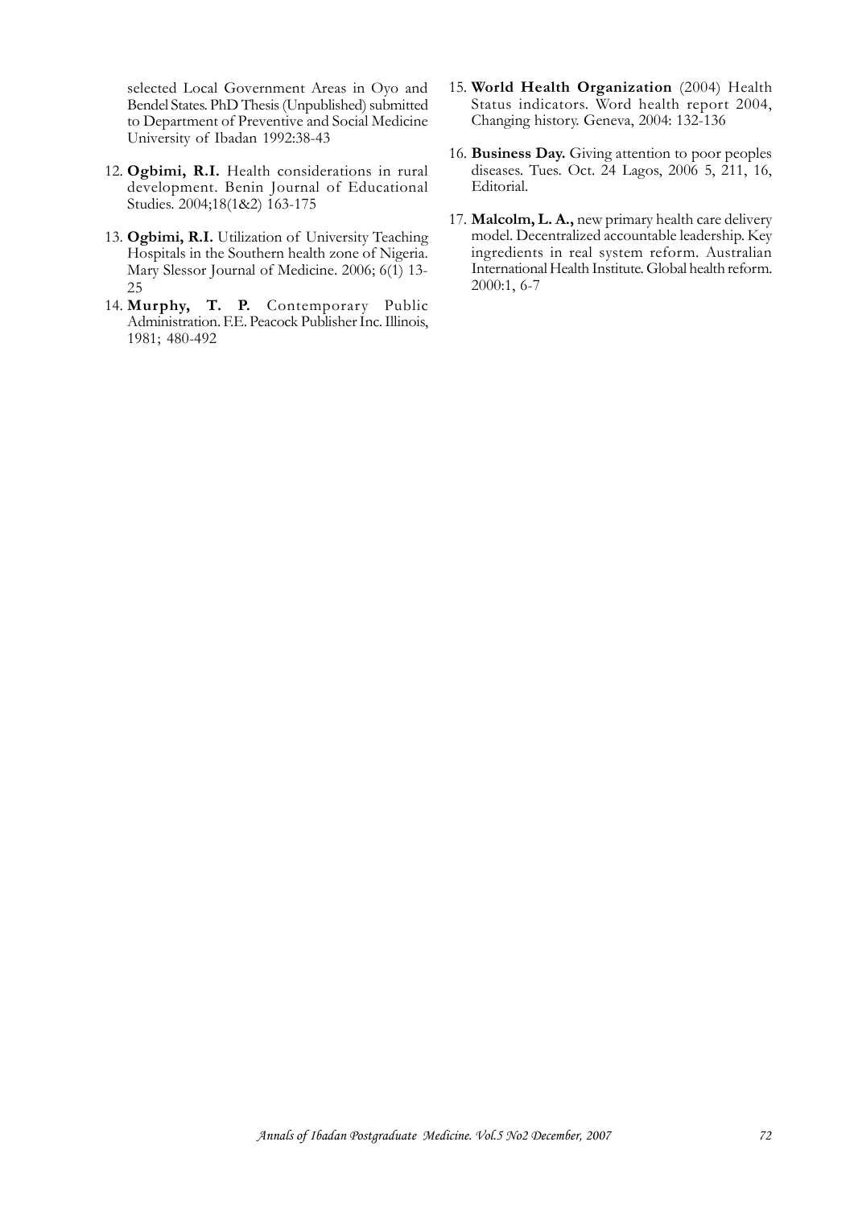selected Local Government Areas in Oyo and Bendel States. PhD Thesis (Unpublished) submitted to Department of Preventive and Social Medicine University of Ibadan 1992:38-43

12. **Ogbimi, R.I.** Health considerations in rural development. Benin Journal of Educational Studies. 2004;18(1&2) 163-175

13. **Ogbimi, R.I.** Utilization of University Teaching Hospitals in the Southern health zone of Nigeria. Mary Slessor Journal of Medicine. 2006; 6(1) 13-25

14. **Murphy, T. P.** Contemporary Public Administration. F.E. Peacock Publisher Inc. Illinois, 1981; 480-492

15. **World Health Organization** (2004) Health Status indicators. Word health report 2004, Changing history. Geneva, 2004: 132-136

16. **Business Day.** Giving attention to poor peoples diseases. Tues. Oct. 24 Lagos, 2006 5, 211, 16, Editorial.

17. **Malcolm, L. A.,** new primary health care delivery model. Decentralized accountable leadership. Key ingredients in real system reform. Australian International Health Institute. Global health reform. 2000:1, 6-7